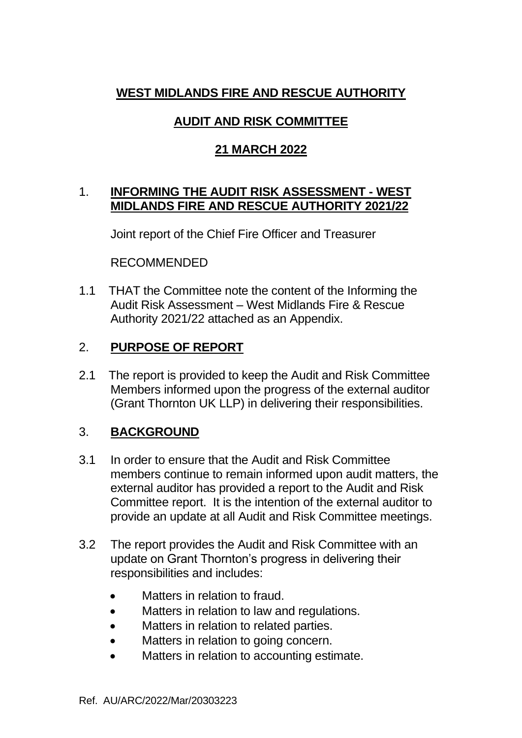# WEST MIDLANDS FIRE AND RESCUE AUTHORITY

## AUDIT AND RISK COMMITTEE

## 21 MARCH 2022

## 1. INFORMING THE AUDIT RISK ASSESSMENT - WEST MIDLANDS FIRE AND RESCUE AUTHORITY 2021/22

Joint report of the Chief Fire Officer and Treasurer

RECOMMENDED

1.1 THAT the Committee note the content of the Informing the Audit Risk Assessment – West Midlands Fire & Rescue Authority 2021/22 attached as an Appendix.

## 2. PURPOSE OF REPORT

2.1 The report is provided to keep the Audit and Risk Committee Members informed upon the progress of the external auditor (Grant Thornton UK LLP) in delivering their responsibilities.

## 3. BACKGROUND

3.1 In order to ensure that the Audit and Risk Committee members continue to remain informed upon audit matters, the external auditor has provided a report to the Audit and Risk Committee report. It is the intention of the external auditor to provide an update at all Audit and Risk Committee meetings.

3.2 The report provides the Audit and Risk Committee with an update on Grant Thornton's progress in delivering their responsibilities and includes:

- Matters in relation to fraud.
- Matters in relation to law and regulations.
- Matters in relation to related parties.
- Matters in relation to going concern.
- Matters in relation to accounting estimate.

Ref. AU/ARC/2022/Mar/20303223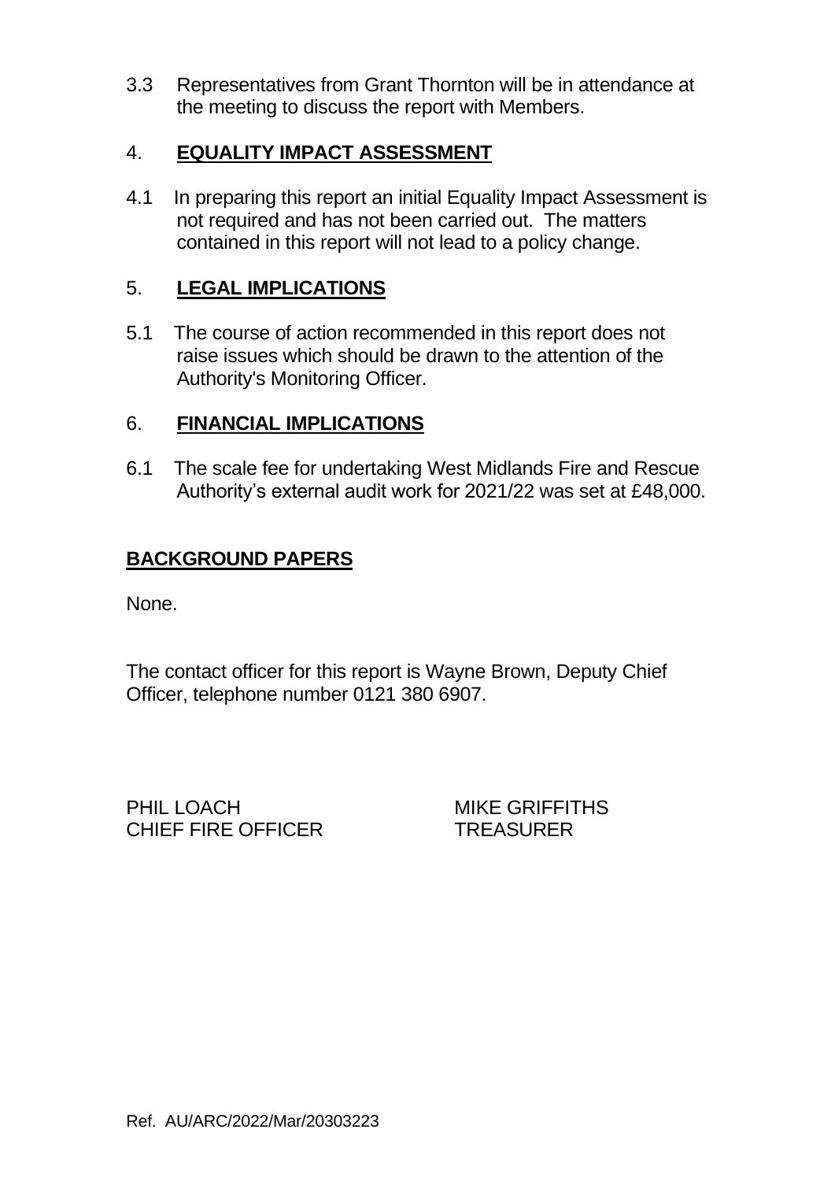3.3 Representatives from Grant Thornton will be in attendance at the meeting to discuss the report with Members.

## 4. **EQUALITY IMPACT ASSESSMENT**

4.1 In preparing this report an initial Equality Impact Assessment is not required and has not been carried out. The matters contained in this report will not lead to a policy change.

## 5. **LEGAL IMPLICATIONS**

5.1 The course of action recommended in this report does not raise issues which should be drawn to the attention of the Authority's Monitoring Officer.

## 6. **FINANCIAL IMPLICATIONS**

6.1 The scale fee for undertaking West Midlands Fire and Rescue Authority's external audit work for 2021/22 was set at £48,000.

## **BACKGROUND PAPERS**

None.

The contact officer for this report is Wayne Brown, Deputy Chief Officer, telephone number 0121 380 6907.

PHIL LOACH
CHIEF FIRE OFFICER

MIKE GRIFFITHS
TREASURER

Ref. AU/ARC/2022/Mar/20303223